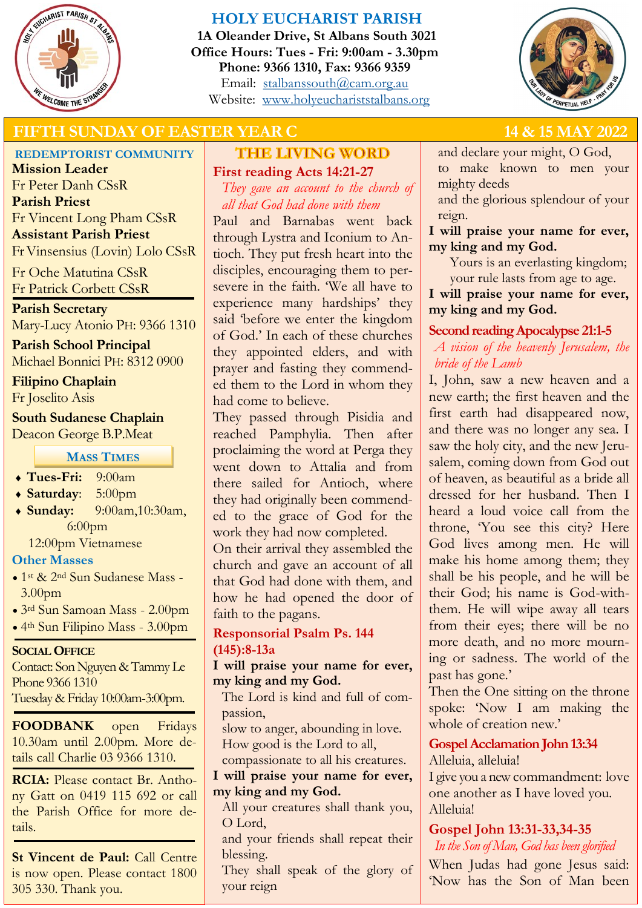# HOLY EUCHARIST PARISH

**1A Oleander Drive, St Albans South 3021**
**Office Hours: Tues - Fri: 9:00am - 3.30pm**
**Phone: 9366 1310, Fax: 9366 9359**
Email: stalbanssouth@cam.org.au
Website: www.holyeucharistalbans.org

## FIFTH SUNDAY OF EASTER YEAR C — 14 & 15 MAY 2022

### REDEMPTORIST COMMUNITY

**Mission Leader**
Fr Peter Danh CSsR
**Parish Priest**
Fr Vincent Long Pham CSsR
**Assistant Parish Priest**
Fr Vinsensius (Lovin) Lolo CSsR
Fr Oche Matutina CSsR
Fr Patrick Corbett CSsR

**Parish Secretary**
Mary-Lucy Atonio PH: 9366 1310

**Parish School Principal**
Michael Bonnici PH: 8312 0900

**Filipino Chaplain**
Fr Joselito Asis

**South Sudanese Chaplain**
Deacon George B.P.Meat

### Mass Times

- **Tues-Fri:** 9:00am
- **Saturday**: 5:00pm
- **Sunday:** 9:00am,10:30am, 6:00pm
  12:00pm Vietnamese

### Other Masses

- 1st & 2nd Sun Sudanese Mass - 3.00pm
- 3rd Sun Samoan Mass - 2.00pm
- 4th Sun Filipino Mass - 3.00pm

**SOCIAL OFFICE**
Contact: Son Nguyen & Tammy Le
Phone 9366 1310
Tuesday & Friday 10:00am-3:00pm.

**FOODBANK** open Fridays 10.30am until 2.00pm. More details call Charlie 03 9366 1310.

**RCIA:** Please contact Br. Anthony Gatt on 0419 115 692 or call the Parish Office for more details.

**St Vincent de Paul:** Call Centre is now open. Please contact 1800 305 330. Thank you.

## THE LIVING WORD

### First reading Acts 14:21-27

*They gave an account to the church of all that God had done with them*

Paul and Barnabas went back through Lystra and Iconium to Antioch. They put fresh heart into the disciples, encouraging them to persevere in the faith. 'We all have to experience many hardships' they said 'before we enter the kingdom of God.' In each of these churches they appointed elders, and with prayer and fasting they commended them to the Lord in whom they had come to believe.

They passed through Pisidia and reached Pamphylia. Then after proclaiming the word at Perga they went down to Attalia and from there sailed for Antioch, where they had originally been commended to the grace of God for the work they had now completed.

On their arrival they assembled the church and gave an account of all that God had done with them, and how he had opened the door of faith to the pagans.

### Responsorial Psalm Ps. 144 (145):8-13a

**I will praise your name for ever, my king and my God.**

The Lord is kind and full of compassion,
slow to anger, abounding in love.
How good is the Lord to all,
compassionate to all his creatures.

**I will praise your name for ever, my king and my God.**

All your creatures shall thank you, O Lord,
and your friends shall repeat their blessing.
They shall speak of the glory of your reign
and declare your might, O God,
to make known to men your mighty deeds
and the glorious splendour of your reign.

**I will praise your name for ever, my king and my God.**

Yours is an everlasting kingdom;
your rule lasts from age to age.

**I will praise your name for ever, my king and my God.**

### Second reading Apocalypse 21:1-5

*A vision of the heavenly Jerusalem, the bride of the Lamb*

I, John, saw a new heaven and a new earth; the first heaven and the first earth had disappeared now, and there was no longer any sea. I saw the holy city, and the new Jerusalem, coming down from God out of heaven, as beautiful as a bride all dressed for her husband. Then I heard a loud voice call from the throne, 'You see this city? Here God lives among men. He will make his home among them; they shall be his people, and he will be their God; his name is God-with-them. He will wipe away all tears from their eyes; there will be no more death, and no more mourning or sadness. The world of the past has gone.'

Then the One sitting on the throne spoke: 'Now I am making the whole of creation new.'

### Gospel Acclamation John 13:34

Alleluia, alleluia!
I give you a new commandment: love one another as I have loved you.
Alleluia!

### Gospel John 13:31-33,34-35

*In the Son of Man, God has been glorified*

When Judas had gone Jesus said: 'Now has the Son of Man been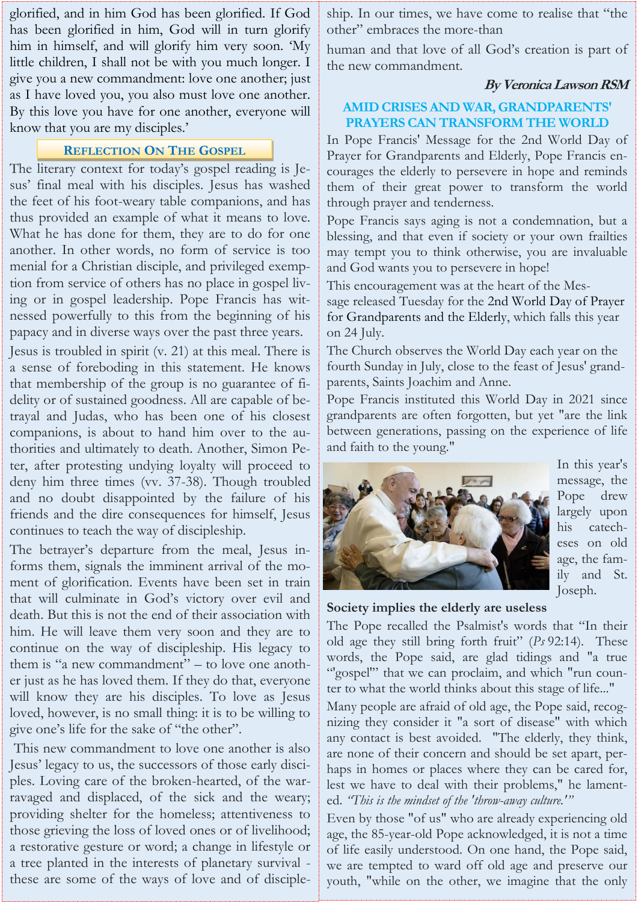glorified, and in him God has been glorified. If God has been glorified in him, God will in turn glorify him in himself, and will glorify him very soon. 'My little children, I shall not be with you much longer. I give you a new commandment: love one another; just as I have loved you, you also must love one another. By this love you have for one another, everyone will know that you are my disciples.'

## Reflection On The Gospel

The literary context for today's gospel reading is Jesus' final meal with his disciples. Jesus has washed the feet of his foot-weary table companions, and has thus provided an example of what it means to love. What he has done for them, they are to do for one another. In other words, no form of service is too menial for a Christian disciple, and privileged exemption from service of others has no place in gospel living or in gospel leadership. Pope Francis has witnessed powerfully to this from the beginning of his papacy and in diverse ways over the past three years.

Jesus is troubled in spirit (v. 21) at this meal. There is a sense of foreboding in this statement. He knows that membership of the group is no guarantee of fidelity or of sustained goodness. All are capable of betrayal and Judas, who has been one of his closest companions, is about to hand him over to the authorities and ultimately to death. Another, Simon Peter, after protesting undying loyalty will proceed to deny him three times (vv. 37-38). Though troubled and no doubt disappointed by the failure of his friends and the dire consequences for himself, Jesus continues to teach the way of discipleship.

The betrayer's departure from the meal, Jesus informs them, signals the imminent arrival of the moment of glorification. Events have been set in train that will culminate in God's victory over evil and death. But this is not the end of their association with him. He will leave them very soon and they are to continue on the way of discipleship. His legacy to them is "a new commandment" – to love one another just as he has loved them. If they do that, everyone will know they are his disciples. To love as Jesus loved, however, is no small thing: it is to be willing to give one's life for the sake of "the other".

This new commandment to love one another is also Jesus' legacy to us, the successors of those early disciples. Loving care of the broken-hearted, of the war-ravaged and displaced, of the sick and the weary; providing shelter for the homeless; attentiveness to those grieving the loss of loved ones or of livelihood; a restorative gesture or word; a change in lifestyle or a tree planted in the interests of planetary survival - these are some of the ways of love and of discipleship. In our times, we have come to realise that "the other" embraces the more-than human and that love of all God's creation is part of the new commandment.

***By Veronica Lawson RSM***

## AMID CRISES AND WAR, GRANDPARENTS' PRAYERS CAN TRANSFORM THE WORLD

In Pope Francis' Message for the 2nd World Day of Prayer for Grandparents and Elderly, Pope Francis encourages the elderly to persevere in hope and reminds them of their great power to transform the world through prayer and tenderness.

Pope Francis says aging is not a condemnation, but a blessing, and that even if society or your own frailties may tempt you to think otherwise, you are invaluable and God wants you to persevere in hope!

This encouragement was at the heart of the Message released Tuesday for the 2nd World Day of Prayer for Grandparents and the Elderly, which falls this year on 24 July.

The Church observes the World Day each year on the fourth Sunday in July, close to the feast of Jesus' grandparents, Saints Joachim and Anne.

Pope Francis instituted this World Day in 2021 since grandparents are often forgotten, but yet "are the link between generations, passing on the experience of life and faith to the young."

In this year's message, the Pope drew largely upon his catecheses on old age, the family and St. Joseph.

**Society implies the elderly are useless**

The Pope recalled the Psalmist's words that "In their old age they still bring forth fruit" (*Ps* 92:14). These words, the Pope said, are glad tidings and "a true "gospel"" that we can proclaim, and which "run counter to what the world thinks about this stage of life..."

Many people are afraid of old age, the Pope said, recognizing they consider it "a sort of disease" with which any contact is best avoided. "The elderly, they think, are none of their concern and should be set apart, perhaps in homes or places where they can be cared for, lest we have to deal with their problems," he lamented. *"This is the mindset of the 'throw-away culture.'"*

Even by those "of us" who are already experiencing old age, the 85-year-old Pope acknowledged, it is not a time of life easily understood. On one hand, the Pope said, we are tempted to ward off old age and preserve our youth, "while on the other, we imagine that the only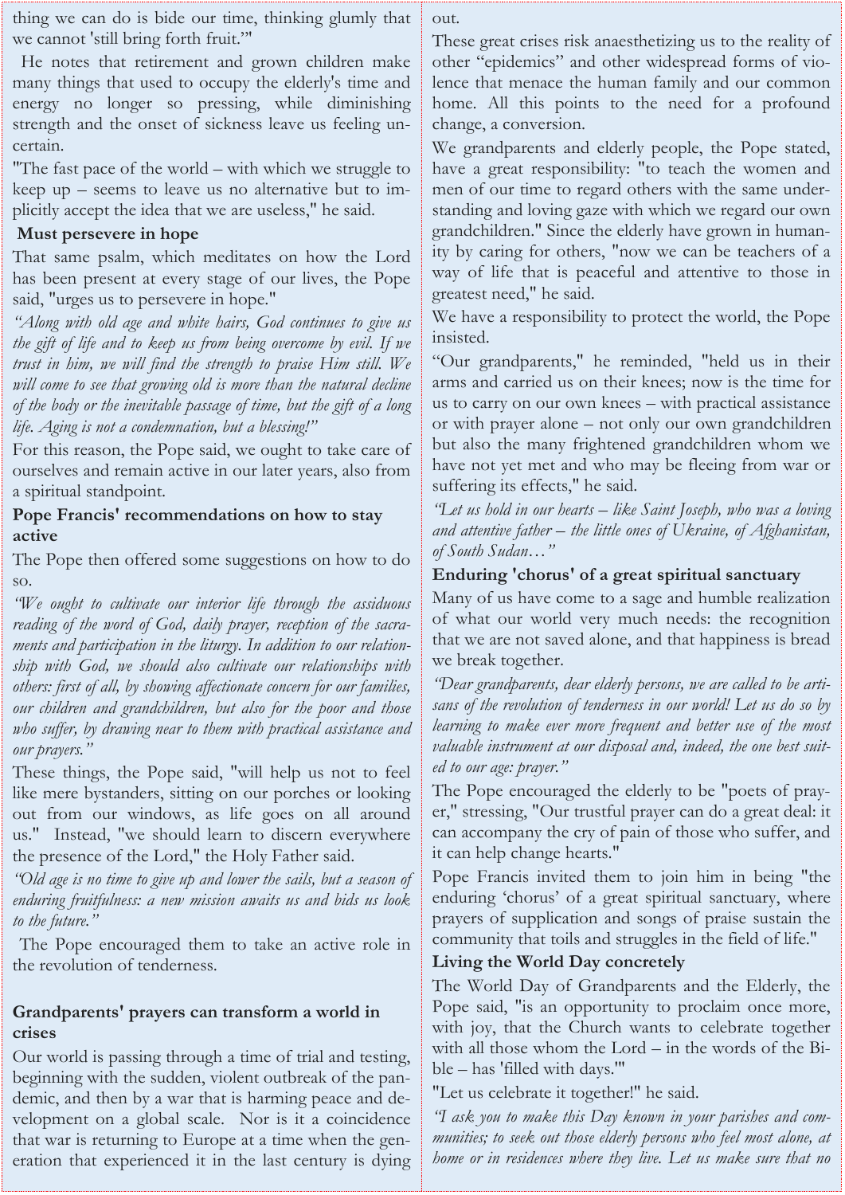thing we can do is bide our time, thinking glumly that we cannot 'still bring forth fruit.'"

He notes that retirement and grown children make many things that used to occupy the elderly's time and energy no longer so pressing, while diminishing strength and the onset of sickness leave us feeling uncertain.

"The fast pace of the world – with which we struggle to keep up – seems to leave us no alternative but to implicitly accept the idea that we are useless," he said.

### Must persevere in hope

That same psalm, which meditates on how the Lord has been present at every stage of our lives, the Pope said, "urges us to persevere in hope."

*"Along with old age and white hairs, God continues to give us the gift of life and to keep us from being overcome by evil. If we trust in him, we will find the strength to praise Him still. We will come to see that growing old is more than the natural decline of the body or the inevitable passage of time, but the gift of a long life. Aging is not a condemnation, but a blessing!"*

For this reason, the Pope said, we ought to take care of ourselves and remain active in our later years, also from a spiritual standpoint.

### Pope Francis' recommendations on how to stay active

The Pope then offered some suggestions on how to do so.

*"We ought to cultivate our interior life through the assiduous reading of the word of God, daily prayer, reception of the sacraments and participation in the liturgy. In addition to our relationship with God, we should also cultivate our relationships with others: first of all, by showing affectionate concern for our families, our children and grandchildren, but also for the poor and those who suffer, by drawing near to them with practical assistance and our prayers."*

These things, the Pope said, "will help us not to feel like mere bystanders, sitting on our porches or looking out from our windows, as life goes on all around us." Instead, "we should learn to discern everywhere the presence of the Lord," the Holy Father said.

*"Old age is no time to give up and lower the sails, but a season of enduring fruitfulness: a new mission awaits us and bids us look to the future."*

The Pope encouraged them to take an active role in the revolution of tenderness.

### Grandparents' prayers can transform a world in crises

Our world is passing through a time of trial and testing, beginning with the sudden, violent outbreak of the pandemic, and then by a war that is harming peace and development on a global scale. Nor is it a coincidence that war is returning to Europe at a time when the generation that experienced it in the last century is dying out.

These great crises risk anaesthetizing us to the reality of other "epidemics" and other widespread forms of violence that menace the human family and our common home. All this points to the need for a profound change, a conversion.

We grandparents and elderly people, the Pope stated, have a great responsibility: "to teach the women and men of our time to regard others with the same understanding and loving gaze with which we regard our own grandchildren." Since the elderly have grown in humanity by caring for others, "now we can be teachers of a way of life that is peaceful and attentive to those in greatest need," he said.

We have a responsibility to protect the world, the Pope insisted.

"Our grandparents," he reminded, "held us in their arms and carried us on their knees; now is the time for us to carry on our own knees – with practical assistance or with prayer alone – not only our own grandchildren but also the many frightened grandchildren whom we have not yet met and who may be fleeing from war or suffering its effects," he said.

*"Let us hold in our hearts – like Saint Joseph, who was a loving and attentive father – the little ones of Ukraine, of Afghanistan, of South Sudan…"*

### Enduring 'chorus' of a great spiritual sanctuary

Many of us have come to a sage and humble realization of what our world very much needs: the recognition that we are not saved alone, and that happiness is bread we break together.

*"Dear grandparents, dear elderly persons, we are called to be artisans of the revolution of tenderness in our world! Let us do so by learning to make ever more frequent and better use of the most valuable instrument at our disposal and, indeed, the one best suited to our age: prayer."*

The Pope encouraged the elderly to be "poets of prayer," stressing, "Our trustful prayer can do a great deal: it can accompany the cry of pain of those who suffer, and it can help change hearts."

Pope Francis invited them to join him in being "the enduring 'chorus' of a great spiritual sanctuary, where prayers of supplication and songs of praise sustain the community that toils and struggles in the field of life."

### Living the World Day concretely

The World Day of Grandparents and the Elderly, the Pope said, "is an opportunity to proclaim once more, with joy, that the Church wants to celebrate together with all those whom the Lord – in the words of the Bible – has 'filled with days.'"

"Let us celebrate it together!" he said.

*"I ask you to make this Day known in your parishes and communities; to seek out those elderly persons who feel most alone, at home or in residences where they live. Let us make sure that no*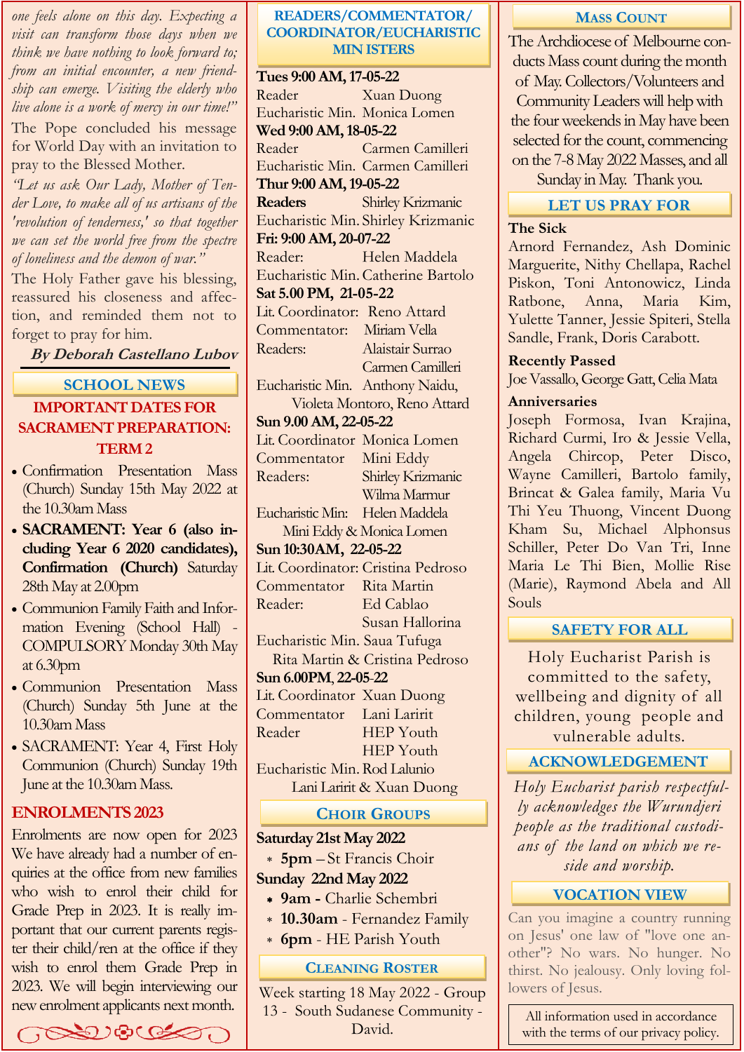*one feels alone on this day. Expecting a visit can transform those days when we think we have nothing to look forward to; from an initial encounter, a new friendship can emerge. Visiting the elderly who live alone is a work of mercy in our time!"*

The Pope concluded his message for World Day with an invitation to pray to the Blessed Mother.

*"Let us ask Our Lady, Mother of Tender Love, to make all of us artisans of the 'revolution of tenderness,' so that together we can set the world free from the spectre of loneliness and the demon of war."*

The Holy Father gave his blessing, reassured his closeness and affection, and reminded them not to forget to pray for him.

***By Deborah Castellano Lubov***

## SCHOOL NEWS

### IMPORTANT DATES FOR SACRAMENT PREPARATION: TERM 2

- Confirmation Presentation Mass (Church) Sunday 15th May 2022 at the 10.30am Mass
- **SACRAMENT: Year 6 (also including Year 6 2020 candidates), Confirmation (Church)** Saturday 28th May at 2.00pm
- Communion Family Faith and Information Evening (School Hall) - COMPULSORY Monday 30th May at 6.30pm
- Communion Presentation Mass (Church) Sunday 5th June at the 10.30am Mass
- SACRAMENT: Year 4, First Holy Communion (Church) Sunday 19th June at the 10.30am Mass.

### ENROLMENTS 2023

Enrolments are now open for 2023 We have already had a number of enquiries at the office from new families who wish to enrol their child for Grade Prep in 2023. It is really important that our current parents register their child/ren at the office if they wish to enrol them Grade Prep in 2023. We will begin interviewing our new enrolment applicants next month.

## READERS/COMMENTATOR/ COORDINATOR/EUCHARISTIC MINISTERS

**Tues 9:00 AM, 17-05-22**
Reader — Xuan Duong
Eucharistic Min. — Monica Lomen

**Wed 9:00 AM, 18-05-22**
Reader — Carmen Camilleri
Eucharistic Min. — Carmen Camilleri

**Thur 9:00 AM, 19-05-22**
**Readers** — Shirley Krizmanic
Eucharistic Min. — Shirley Krizmanic

**Fri: 9:00 AM, 20-07-22**
Reader: — Helen Maddela
Eucharistic Min. — Catherine Bartolo

**Sat 5.00 PM, 21-05-22**
Lit. Coordinator: — Reno Attard
Commentator: — Miriam Vella
Readers: — Alaistair Surrao, Carmen Camilleri
Eucharistic Min. — Anthony Naidu, Violeta Montoro, Reno Attard

**Sun 9.00 AM, 22-05-22**
Lit. Coordinator — Monica Lomen
Commentator — Mini Eddy
Readers: — Shirley Krizmanic, Wilma Marmur
Eucharistic Min: — Helen Maddela, Mini Eddy & Monica Lomen

**Sun 10:30AM, 22-05-22**
Lit. Coordinator: — Cristina Pedroso
Commentator — Rita Martin
Reader: — Ed Cablao, Susan Hallorina
Eucharistic Min. — Saua Tufuga, Rita Martin & Cristina Pedroso

**Sun 6.00PM, 22-05-22**
Lit. Coordinator — Xuan Duong
Commentator — Lani Laririt
Reader — HEP Youth, HEP Youth
Eucharistic Min. — Rod Lalunio, Lani Laririt & Xuan Duong

## CHOIR GROUPS

**Saturday 21st May 2022**
- **5pm** – St Francis Choir

**Sunday 22nd May 2022**
- **9am -** Charlie Schembri
- **10.30am** - Fernandez Family
- **6pm** - HE Parish Youth

## CLEANING ROSTER

Week starting 18 May 2022 - Group 13 - South Sudanese Community - David.

## MASS COUNT

The Archdiocese of Melbourne conducts Mass count during the month of May. Collectors/Volunteers and Community Leaders will help with the four weekends in May have been selected for the count, commencing on the 7-8 May 2022 Masses, and all Sunday in May. Thank you.

## LET US PRAY FOR

**The Sick**
Arnord Fernandez, Ash Dominic Marguerite, Nithy Chellapa, Rachel Piskon, Toni Antonowicz, Linda Ratbone, Anna, Maria Kim, Yulette Tanner, Jessie Spiteri, Stella Sandle, Frank, Doris Carabott.

**Recently Passed**
Joe Vassallo, George Gatt, Celia Mata

**Anniversaries**
Joseph Formosa, Ivan Krajina, Richard Curmi, Iro & Jessie Vella, Angela Chircop, Peter Disco, Wayne Camilleri, Bartolo family, Brincat & Galea family, Maria Vu Thi Yeu Thuong, Vincent Duong Kham Su, Michael Alphonsus Schiller, Peter Do Van Tri, Inne Maria Le Thi Bien, Mollie Rise (Marie), Raymond Abela and All Souls

## SAFETY FOR ALL

Holy Eucharist Parish is committed to the safety, wellbeing and dignity of all children, young people and vulnerable adults.

## ACKNOWLEDGEMENT

*Holy Eucharist parish respectfully acknowledges the Wurundjeri people as the traditional custodians of the land on which we reside and worship.*

## VOCATION VIEW

Can you imagine a country running on Jesus' one law of "love one another"? No wars. No hunger. No thirst. No jealousy. Only loving followers of Jesus.

All information used in accordance with the terms of our privacy policy.